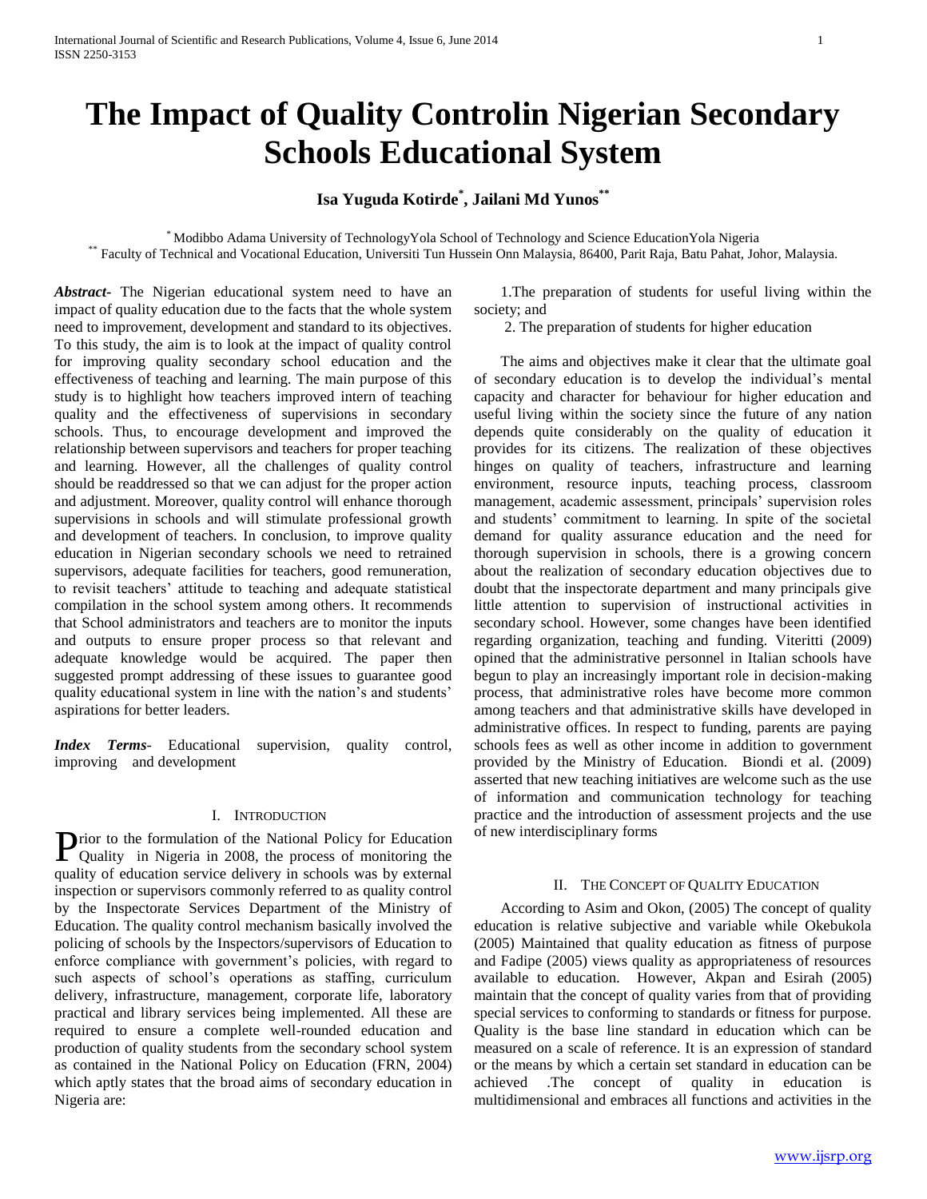# The Impact of Quality Controlin Nigerian Secondary Schools Educational System

**Isa Yuguda Kotirde[*], Jailani Md Yunos[**]**

[*] Modibbo Adama University of TechnologyYola School of Technology and Science EducationYola Nigeria
[**] Faculty of Technical and Vocational Education, Universiti Tun Hussein Onn Malaysia, 86400, Parit Raja, Batu Pahat, Johor, Malaysia.

***Abstract-*** The Nigerian educational system need to have an impact of quality education due to the facts that the whole system need to improvement, development and standard to its objectives. To this study, the aim is to look at the impact of quality control for improving quality secondary school education and the effectiveness of teaching and learning. The main purpose of this study is to highlight how teachers improved intern of teaching quality and the effectiveness of supervisions in secondary schools. Thus, to encourage development and improved the relationship between supervisors and teachers for proper teaching and learning. However, all the challenges of quality control should be readdressed so that we can adjust for the proper action and adjustment. Moreover, quality control will enhance thorough supervisions in schools and will stimulate professional growth and development of teachers. In conclusion, to improve quality education in Nigerian secondary schools we need to retrained supervisors, adequate facilities for teachers, good remuneration, to revisit teachers' attitude to teaching and adequate statistical compilation in the school system among others. It recommends that School administrators and teachers are to monitor the inputs and outputs to ensure proper process so that relevant and adequate knowledge would be acquired. The paper then suggested prompt addressing of these issues to guarantee good quality educational system in line with the nation's and students' aspirations for better leaders.

***Index Terms-*** Educational supervision, quality control, improving and development

## I. Introduction

Prior to the formulation of the National Policy for Education Quality in Nigeria in 2008, the process of monitoring the quality of education service delivery in schools was by external inspection or supervisors commonly referred to as quality control by the Inspectorate Services Department of the Ministry of Education. The quality control mechanism basically involved the policing of schools by the Inspectors/supervisors of Education to enforce compliance with government's policies, with regard to such aspects of school's operations as staffing, curriculum delivery, infrastructure, management, corporate life, laboratory practical and library services being implemented. All these are required to ensure a complete well-rounded education and production of quality students from the secondary school system as contained in the National Policy on Education (FRN, 2004) which aptly states that the broad aims of secondary education in Nigeria are:

1.The preparation of students for useful living within the society; and

2. The preparation of students for higher education

The aims and objectives make it clear that the ultimate goal of secondary education is to develop the individual's mental capacity and character for behaviour for higher education and useful living within the society since the future of any nation depends quite considerably on the quality of education it provides for its citizens. The realization of these objectives hinges on quality of teachers, infrastructure and learning environment, resource inputs, teaching process, classroom management, academic assessment, principals' supervision roles and students' commitment to learning. In spite of the societal demand for quality assurance education and the need for thorough supervision in schools, there is a growing concern about the realization of secondary education objectives due to doubt that the inspectorate department and many principals give little attention to supervision of instructional activities in secondary school. However, some changes have been identified regarding organization, teaching and funding. Viteritti (2009) opined that the administrative personnel in Italian schools have begun to play an increasingly important role in decision-making process, that administrative roles have become more common among teachers and that administrative skills have developed in administrative offices. In respect to funding, parents are paying schools fees as well as other income in addition to government provided by the Ministry of Education. Biondi et al. (2009) asserted that new teaching initiatives are welcome such as the use of information and communication technology for teaching practice and the introduction of assessment projects and the use of new interdisciplinary forms

## II. The Concept of Quality Education

According to Asim and Okon, (2005) The concept of quality education is relative subjective and variable while Okebukola (2005) Maintained that quality education as fitness of purpose and Fadipe (2005) views quality as appropriateness of resources available to education. However, Akpan and Esirah (2005) maintain that the concept of quality varies from that of providing special services to conforming to standards or fitness for purpose. Quality is the base line standard in education which can be measured on a scale of reference. It is an expression of standard or the means by which a certain set standard in education can be achieved .The concept of quality in education is multidimensional and embraces all functions and activities in the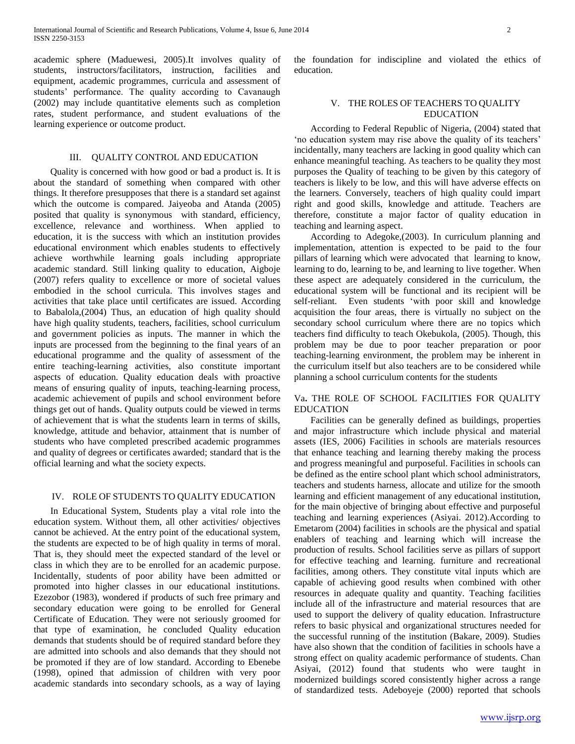academic sphere (Maduewesi, 2005).It involves quality of students, instructors/facilitators, instruction, facilities and equipment, academic programmes, curricula and assessment of students' performance. The quality according to Cavanaugh (2002) may include quantitative elements such as completion rates, student performance, and student evaluations of the learning experience or outcome product.

## III. QUALITY CONTROL AND EDUCATION

Quality is concerned with how good or bad a product is. It is about the standard of something when compared with other things. It therefore presupposes that there is a standard set against which the outcome is compared. Jaiyeoba and Atanda (2005) posited that quality is synonymous with standard, efficiency, excellence, relevance and worthiness. When applied to education, it is the success with which an institution provides educational environment which enables students to effectively achieve worthwhile learning goals including appropriate academic standard. Still linking quality to education, Aigboje (2007) refers quality to excellence or more of societal values embodied in the school curricula. This involves stages and activities that take place until certificates are issued. According to Babalola,(2004) Thus, an education of high quality should have high quality students, teachers, facilities, school curriculum and government policies as inputs. The manner in which the inputs are processed from the beginning to the final years of an educational programme and the quality of assessment of the entire teaching-learning activities, also constitute important aspects of education. Quality education deals with proactive means of ensuring quality of inputs, teaching-learning process, academic achievement of pupils and school environment before things get out of hands. Quality outputs could be viewed in terms of achievement that is what the students learn in terms of skills, knowledge, attitude and behavior, attainment that is number of students who have completed prescribed academic programmes and quality of degrees or certificates awarded; standard that is the official learning and what the society expects.

## IV. ROLE OF STUDENTS TO QUALITY EDUCATION

In Educational System, Students play a vital role into the education system. Without them, all other activities/ objectives cannot be achieved. At the entry point of the educational system, the students are expected to be of high quality in terms of moral. That is, they should meet the expected standard of the level or class in which they are to be enrolled for an academic purpose. Incidentally, students of poor ability have been admitted or promoted into higher classes in our educational institutions. Ezezobor (1983), wondered if products of such free primary and secondary education were going to be enrolled for General Certificate of Education. They were not seriously groomed for that type of examination, he concluded Quality education demands that students should be of required standard before they are admitted into schools and also demands that they should not be promoted if they are of low standard. According to Ebenebe (1998), opined that admission of children with very poor academic standards into secondary schools, as a way of laying the foundation for indiscipline and violated the ethics of education.

## V. THE ROLES OF TEACHERS TO QUALITY EDUCATION

According to Federal Republic of Nigeria, (2004) stated that 'no education system may rise above the quality of its teachers' incidentally, many teachers are lacking in good quality which can enhance meaningful teaching. As teachers to be quality they most purposes the Quality of teaching to be given by this category of teachers is likely to be low, and this will have adverse effects on the learners. Conversely, teachers of high quality could impart right and good skills, knowledge and attitude. Teachers are therefore, constitute a major factor of quality education in teaching and learning aspect.

According to Adegoke,(2003). In curriculum planning and implementation, attention is expected to be paid to the four pillars of learning which were advocated that learning to know, learning to do, learning to be, and learning to live together. When these aspect are adequately considered in the curriculum, the educational system will be functional and its recipient will be self-reliant. Even students 'with poor skill and knowledge acquisition the four areas, there is virtually no subject on the secondary school curriculum where there are no topics which teachers find difficulty to teach Okebukola, (2005). Though, this problem may be due to poor teacher preparation or poor teaching-learning environment, the problem may be inherent in the curriculum itself but also teachers are to be considered while planning a school curriculum contents for the students

## Va. THE ROLE OF SCHOOL FACILITIES FOR QUALITY EDUCATION

Facilities can be generally defined as buildings, properties and major infrastructure which include physical and material assets (IES, 2006) Facilities in schools are materials resources that enhance teaching and learning thereby making the process and progress meaningful and purposeful. Facilities in schools can be defined as the entire school plant which school administrators, teachers and students harness, allocate and utilize for the smooth learning and efficient management of any educational institution, for the main objective of bringing about effective and purposeful teaching and learning experiences (Asiyai. 2012).According to Emetarom (2004) facilities in schools are the physical and spatial enablers of teaching and learning which will increase the production of results. School facilities serve as pillars of support for effective teaching and learning. furniture and recreational facilities, among others. They constitute vital inputs which are capable of achieving good results when combined with other resources in adequate quality and quantity. Teaching facilities include all of the infrastructure and material resources that are used to support the delivery of quality education. Infrastructure refers to basic physical and organizational structures needed for the successful running of the institution (Bakare, 2009). Studies have also shown that the condition of facilities in schools have a strong effect on quality academic performance of students. Chan Asiyai, (2012) found that students who were taught in modernized buildings scored consistently higher across a range of standardized tests. Adeboyeje (2000) reported that schools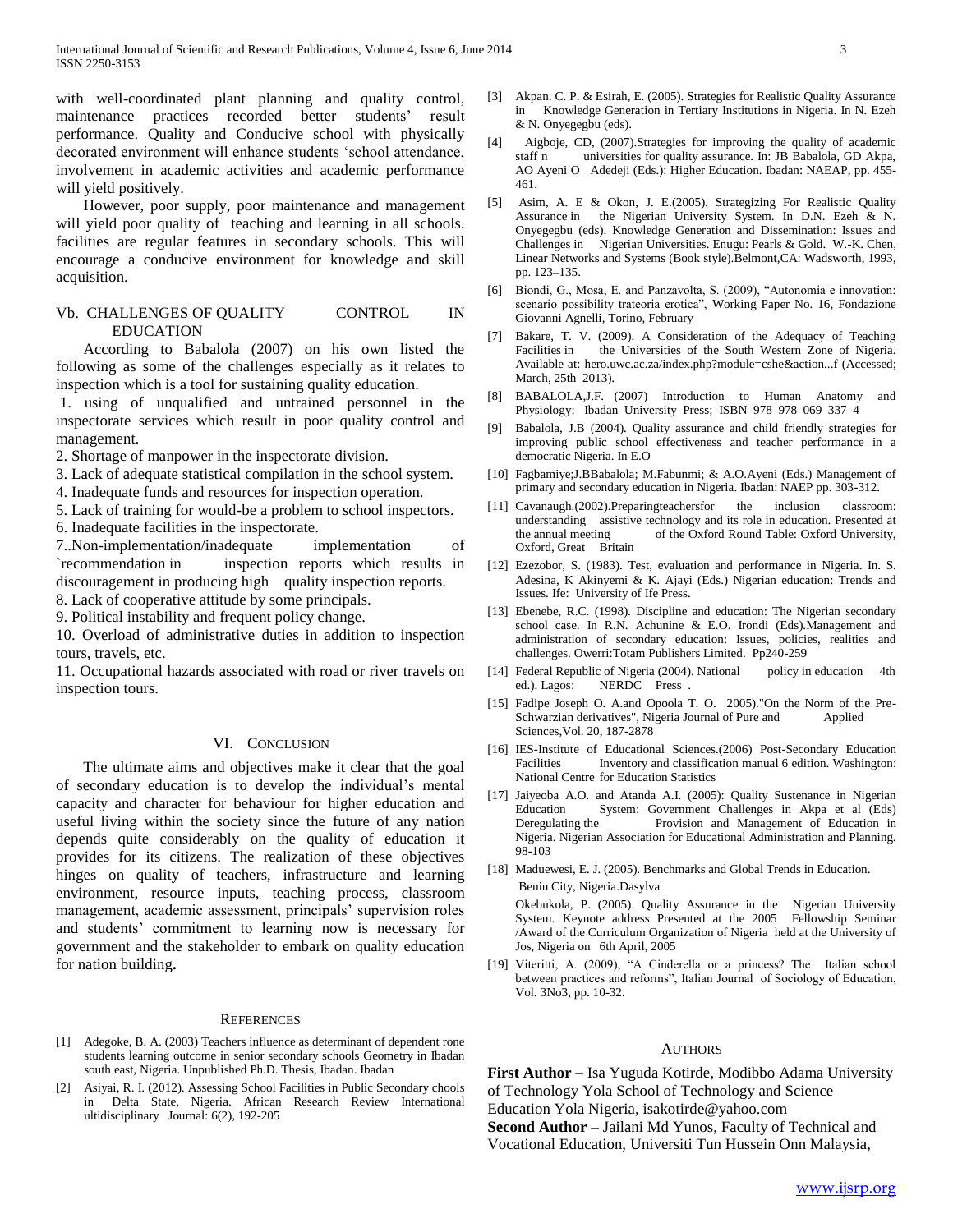with well-coordinated plant planning and quality control, maintenance practices recorded better students' result performance. Quality and Conducive school with physically decorated environment will enhance students 'school attendance, involvement in academic activities and academic performance will yield positively.

However, poor supply, poor maintenance and management will yield poor quality of teaching and learning in all schools. facilities are regular features in secondary schools. This will encourage a conducive environment for knowledge and skill acquisition.

### Vb. CHALLENGES OF QUALITY CONTROL IN EDUCATION

According to Babalola (2007) on his own listed the following as some of the challenges especially as it relates to inspection which is a tool for sustaining quality education.

1. using of unqualified and untrained personnel in the inspectorate services which result in poor quality control and management.
2. Shortage of manpower in the inspectorate division.
3. Lack of adequate statistical compilation in the school system.
4. Inadequate funds and resources for inspection operation.
5. Lack of training for would-be a problem to school inspectors.
6. Inadequate facilities in the inspectorate.
7..Non-implementation/inadequate implementation of `recommendation in inspection reports which results in discouragement in producing high quality inspection reports.
8. Lack of cooperative attitude by some principals.
9. Political instability and frequent policy change.
10. Overload of administrative duties in addition to inspection tours, travels, etc.
11. Occupational hazards associated with road or river travels on inspection tours.

## VI. CONCLUSION

The ultimate aims and objectives make it clear that the goal of secondary education is to develop the individual's mental capacity and character for behaviour for higher education and useful living within the society since the future of any nation depends quite considerably on the quality of education it provides for its citizens. The realization of these objectives hinges on quality of teachers, infrastructure and learning environment, resource inputs, teaching process, classroom management, academic assessment, principals' supervision roles and students' commitment to learning now is necessary for government and the stakeholder to embark on quality education for nation building**.**

## REFERENCES

[1] Adegoke, B. A. (2003) Teachers influence as determinant of dependent rone students learning outcome in senior secondary schools Geometry in Ibadan south east, Nigeria. Unpublished Ph.D. Thesis, Ibadan. Ibadan

[2] Asiyai, R. I. (2012). Assessing School Facilities in Public Secondary chools in Delta State, Nigeria. African Research Review International ultidisciplinary Journal: 6(2), 192-205

[3] Akpan. C. P. & Esirah, E. (2005). Strategies for Realistic Quality Assurance in Knowledge Generation in Tertiary Institutions in Nigeria. In N. Ezeh & N. Onyegegbu (eds).

[4] Aigboje, CD, (2007).Strategies for improving the quality of academic staff n universities for quality assurance. In: JB Babalola, GD Akpa, AO Ayeni O Adedeji (Eds.): Higher Education. Ibadan: NAEAP, pp. 455-461.

[5] Asim, A. E & Okon, J. E.(2005). Strategizing For Realistic Quality Assurance in the Nigerian University System. In D.N. Ezeh & N. Onyegegbu (eds). Knowledge Generation and Dissemination: Issues and Challenges in Nigerian Universities. Enugu: Pearls & Gold. W.-K. Chen, Linear Networks and Systems (Book style).Belmont,CA: Wadsworth, 1993, pp. 123–135.

[6] Biondi, G., Mosa, E. and Panzavolta, S. (2009), "Autonomia e innovation: scenario possibility trateoria erotica", Working Paper No. 16, Fondazione Giovanni Agnelli, Torino, February

[7] Bakare, T. V. (2009). A Consideration of the Adequacy of Teaching Facilities in the Universities of the South Western Zone of Nigeria. Available at: hero.uwc.ac.za/index.php?module=cshe&action...f (Accessed; March, 25th 2013).

[8] BABALOLA,J.F. (2007) Introduction to Human Anatomy and Physiology: Ibadan University Press; ISBN 978 978 069 337 4

[9] Babalola, J.B (2004). Quality assurance and child friendly strategies for improving public school effectiveness and teacher performance in a democratic Nigeria. In E.O

[10] Fagbamiye;J.BBabalola; M.Fabunmi; & A.O.Ayeni (Eds.) Management of primary and secondary education in Nigeria. Ibadan: NAEP pp. 303-312.

[11] Cavanaugh.(2002).Preparingteachersfor the inclusion classroom: understanding assistive technology and its role in education. Presented at the annual meeting of the Oxford Round Table: Oxford University, Oxford, Great Britain

[12] Ezezobor, S. (1983). Test, evaluation and performance in Nigeria. In. S. Adesina, K Akinyemi & K. Ajayi (Eds.) Nigerian education: Trends and Issues. Ife: University of Ife Press.

[13] Ebenebe, R.C. (1998). Discipline and education: The Nigerian secondary school case. In R.N. Achunine & E.O. Irondi (Eds).Management and administration of secondary education: Issues, policies, realities and challenges. Owerri:Totam Publishers Limited. Pp240-259

[14] Federal Republic of Nigeria (2004). National policy in education 4th ed.). Lagos: NERDC Press .

[15] Fadipe Joseph O. A.and Opoola T. O. 2005)."On the Norm of the Pre-Schwarzian derivatives", Nigeria Journal of Pure and Applied Sciences,Vol. 20, 187-2878

[16] IES-Institute of Educational Sciences.(2006) Post-Secondary Education Facilities Inventory and classification manual 6 edition. Washington: National Centre for Education Statistics

[17] Jaiyeoba A.O. and Atanda A.I. (2005): Quality Sustenance in Nigerian Education System: Government Challenges in Akpa et al (Eds) Deregulating the Provision and Management of Education in Nigeria. Nigerian Association for Educational Administration and Planning. 98-103

[18] Maduewesi, E. J. (2005). Benchmarks and Global Trends in Education. Benin City, Nigeria.Dasylva

Okebukola, P. (2005). Quality Assurance in the Nigerian University System. Keynote address Presented at the 2005 Fellowship Seminar /Award of the Curriculum Organization of Nigeria held at the University of Jos, Nigeria on 6th April, 2005

[19] Viteritti, A. (2009), "A Cinderella or a princess? The Italian school between practices and reforms", Italian Journal of Sociology of Education, Vol. 3No3, pp. 10-32.

## AUTHORS

**First Author** – Isa Yuguda Kotirde, Modibbo Adama University of Technology Yola School of Technology and Science Education Yola Nigeria, isakotirde@yahoo.com

**Second Author** – Jailani Md Yunos, Faculty of Technical and Vocational Education, Universiti Tun Hussein Onn Malaysia,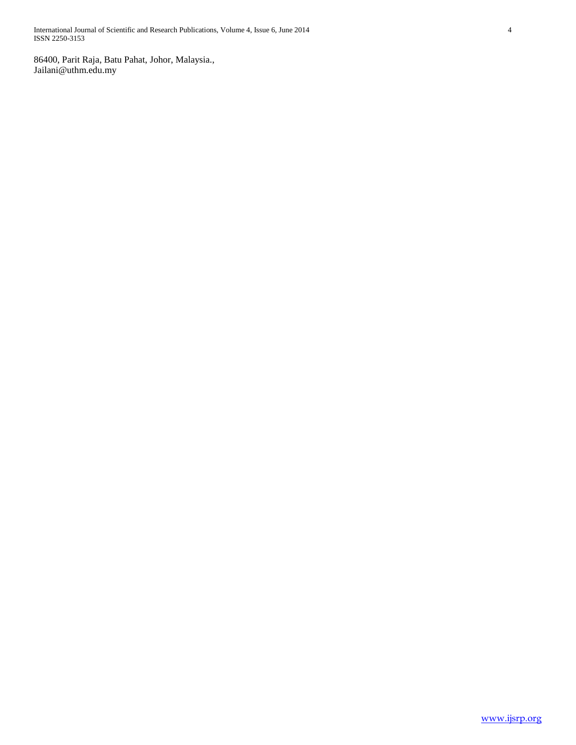86400, Parit Raja, Batu Pahat, Johor, Malaysia.,
Jailani@uthm.edu.my